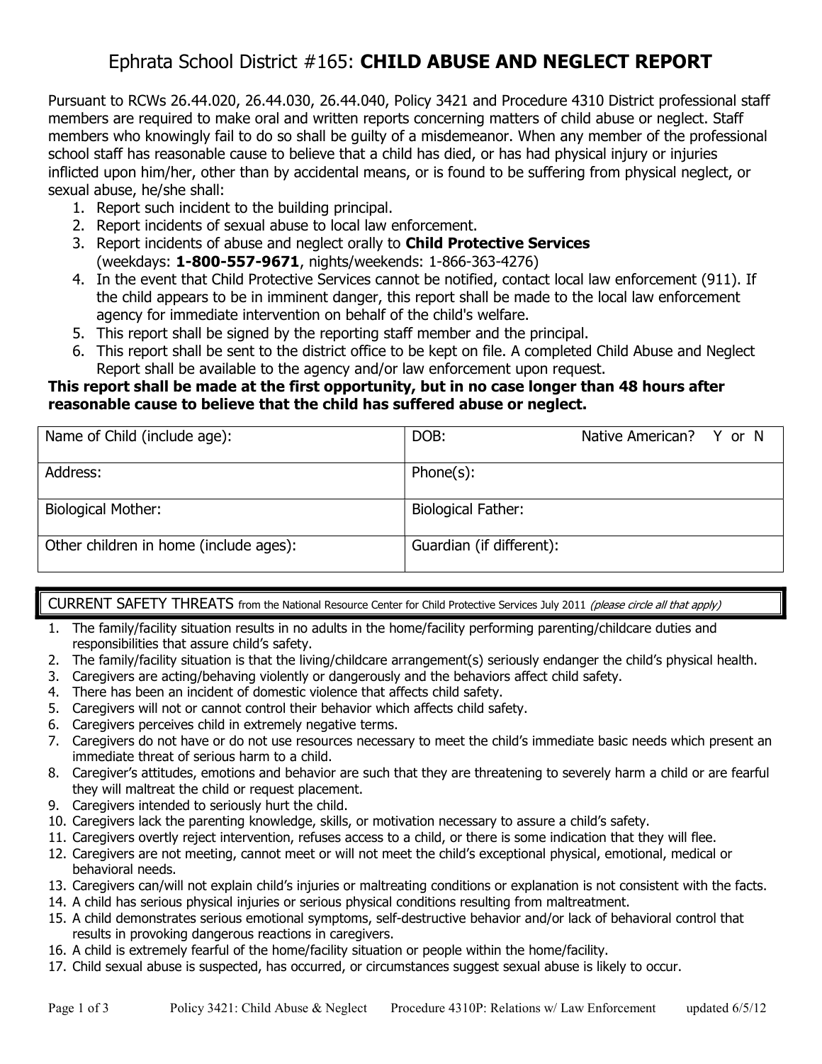# Ephrata School District #165: **CHILD ABUSE AND NEGLECT REPORT**

Pursuant to RCWs 26.44.020, 26.44.030, 26.44.040, Policy 3421 and Procedure 4310 District professional staff members are required to make oral and written reports concerning matters of child abuse or neglect. Staff members who knowingly fail to do so shall be guilty of a misdemeanor. When any member of the professional school staff has reasonable cause to believe that a child has died, or has had physical injury or injuries inflicted upon him/her, other than by accidental means, or is found to be suffering from physical neglect, or sexual abuse, he/she shall:

1. Report such incident to the building principal.
2. Report incidents of sexual abuse to local law enforcement.
3. Report incidents of abuse and neglect orally to **Child Protective Services** (weekdays: **1-800-557-9671**, nights/weekends: 1-866-363-4276)
4. In the event that Child Protective Services cannot be notified, contact local law enforcement (911). If the child appears to be in imminent danger, this report shall be made to the local law enforcement agency for immediate intervention on behalf of the child's welfare.
5. This report shall be signed by the reporting staff member and the principal.
6. This report shall be sent to the district office to be kept on file. A completed Child Abuse and Neglect Report shall be available to the agency and/or law enforcement upon request.

**This report shall be made at the first opportunity, but in no case longer than 48 hours after reasonable cause to believe that the child has suffered abuse or neglect.**

| Name of Child (include age): | DOB: Native American? Y or N |
|---|---|
| Address: | Phone(s): |
| Biological Mother: | Biological Father: |
| Other children in home (include ages): | Guardian (if different): |

## CURRENT SAFETY THREATS from the National Resource Center for Child Protective Services July 2011 *(please circle all that apply)*

1. The family/facility situation results in no adults in the home/facility performing parenting/childcare duties and responsibilities that assure child's safety.
2. The family/facility situation is that the living/childcare arrangement(s) seriously endanger the child's physical health.
3. Caregivers are acting/behaving violently or dangerously and the behaviors affect child safety.
4. There has been an incident of domestic violence that affects child safety.
5. Caregivers will not or cannot control their behavior which affects child safety.
6. Caregivers perceives child in extremely negative terms.
7. Caregivers do not have or do not use resources necessary to meet the child's immediate basic needs which present an immediate threat of serious harm to a child.
8. Caregiver's attitudes, emotions and behavior are such that they are threatening to severely harm a child or are fearful they will maltreat the child or request placement.
9. Caregivers intended to seriously hurt the child.
10. Caregivers lack the parenting knowledge, skills, or motivation necessary to assure a child's safety.
11. Caregivers overtly reject intervention, refuses access to a child, or there is some indication that they will flee.
12. Caregivers are not meeting, cannot meet or will not meet the child's exceptional physical, emotional, medical or behavioral needs.
13. Caregivers can/will not explain child's injuries or maltreating conditions or explanation is not consistent with the facts.
14. A child has serious physical injuries or serious physical conditions resulting from maltreatment.
15. A child demonstrates serious emotional symptoms, self-destructive behavior and/or lack of behavioral control that results in provoking dangerous reactions in caregivers.
16. A child is extremely fearful of the home/facility situation or people within the home/facility.
17. Child sexual abuse is suspected, has occurred, or circumstances suggest sexual abuse is likely to occur.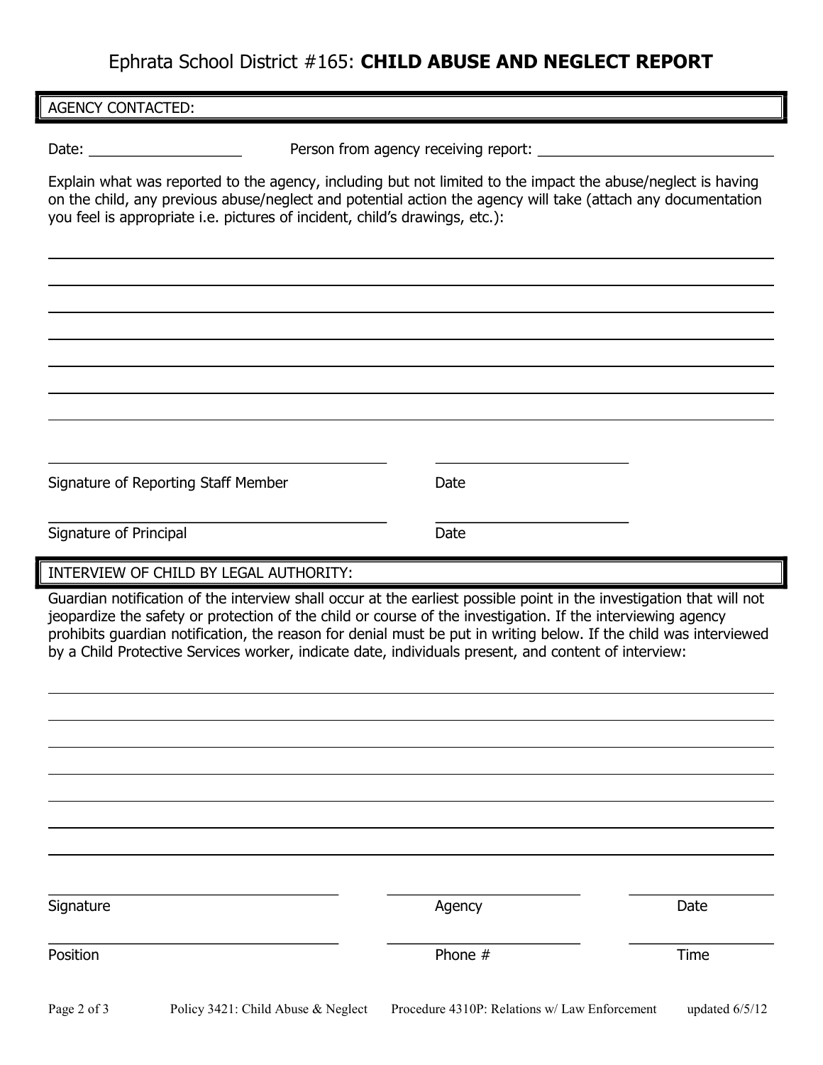# Ephrata School District #165: **CHILD ABUSE AND NEGLECT REPORT**

## AGENCY CONTACTED:

Date: ____________________ Person from agency receiving report: ______________________________

Explain what was reported to the agency, including but not limited to the impact the abuse/neglect is having on the child, any previous abuse/neglect and potential action the agency will take (attach any documentation you feel is appropriate i.e. pictures of incident, child's drawings, etc.):

______________________________________________________________________________

______________________________________________________________________________

______________________________________________________________________________

______________________________________________________________________________

______________________________________________________________________________

______________________________________________________________________________

______________________________________________________________________________

______________________________________________ ________________________

Signature of Reporting Staff Member Date

______________________________________________ ________________________

Signature of Principal Date

## INTERVIEW OF CHILD BY LEGAL AUTHORITY:

Guardian notification of the interview shall occur at the earliest possible point in the investigation that will not jeopardize the safety or protection of the child or course of the investigation. If the interviewing agency prohibits guardian notification, the reason for denial must be put in writing below. If the child was interviewed by a Child Protective Services worker, indicate date, individuals present, and content of interview:

______________________________________________________________________________

______________________________________________________________________________

______________________________________________________________________________

______________________________________________________________________________

______________________________________________________________________________

______________________________________________________________________________

______________________________________________________________________________

________________________________ ________________________ ________________

Signature Agency Date

________________________________ ________________________ ________________

Position Phone # Time

Policy 3421: Child Abuse & Neglect Procedure 4310P: Relations w/ Law Enforcement updated 6/5/12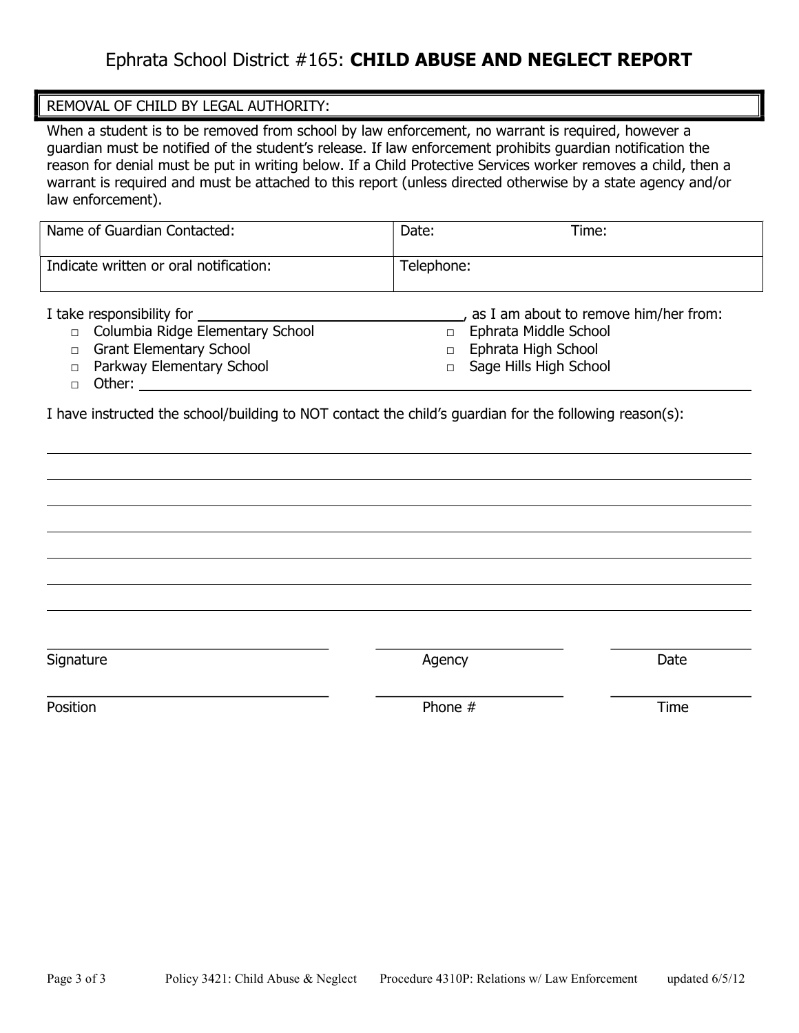# Ephrata School District #165: **CHILD ABUSE AND NEGLECT REPORT**

| REMOVAL OF CHILD BY LEGAL AUTHORITY: |
| --- |

When a student is to be removed from school by law enforcement, no warrant is required, however a guardian must be notified of the student's release. If law enforcement prohibits guardian notification the reason for denial must be put in writing below. If a Child Protective Services worker removes a child, then a warrant is required and must be attached to this report (unless directed otherwise by a state agency and/or law enforcement).

| | |
| --- | --- |
| Name of Guardian Contacted: | Date: Time: |
| Indicate written or oral notification: | Telephone: |

I take responsibility for ________________________________, as I am about to remove him/her from:

- □ Columbia Ridge Elementary School
- □ Grant Elementary School
- □ Parkway Elementary School
- □ Ephrata Middle School
- □ Ephrata High School
- □ Sage Hills High School
- □ Other: ________________________________

I have instructed the school/building to NOT contact the child's guardian for the following reason(s):

________________________________________________________________

________________________________________________________________

________________________________________________________________

________________________________________________________________

________________________________________________________________

________________________________________________________________

________________________________________________________________

| | | |
| --- | --- | --- |
| Signature | Agency | Date |
| Position | Phone # | Time |

Policy 3421: Child Abuse & Neglect Procedure 4310P: Relations w/ Law Enforcement updated 6/5/12